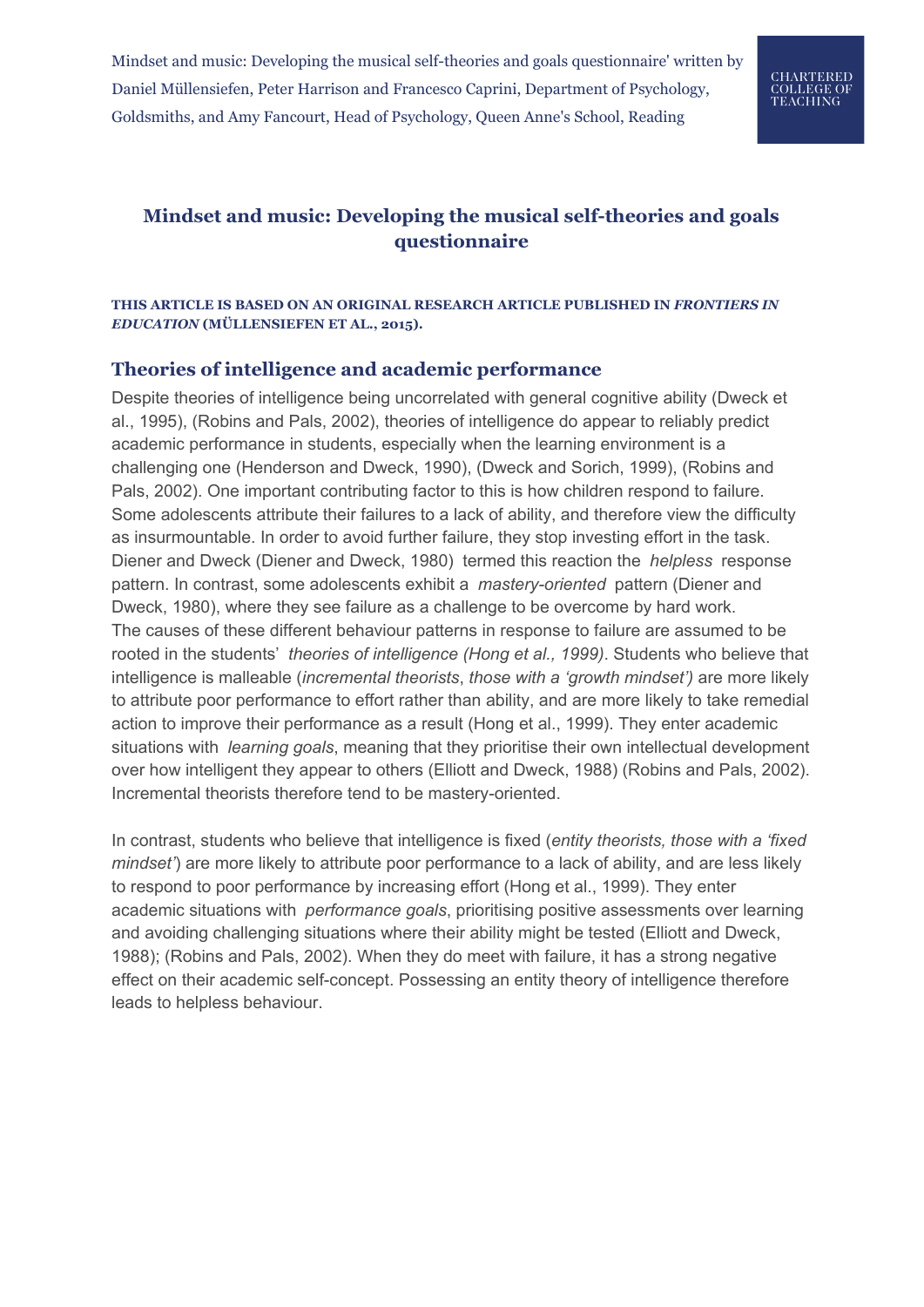Mindset and music: Developing the musical self-theories and goals questionnaire' written by Daniel Müllensiefen, Peter Harrison and Francesco Caprini, Department of Psychology, Goldsmiths, and Amy Fancourt, Head of Psychology, Queen Anne's School, Reading

CHARTERED COLLEGE OF TEACHING

# Mindset and music: Developing the musical self-theories and goals questionnaire

**THIS ARTICLE IS BASED ON AN ORIGINAL RESEARCH ARTICLE PUBLISHED IN *FRONTIERS IN EDUCATION* (MÜLLENSIEFEN ET AL., 2015).**

## Theories of intelligence and academic performance

Despite theories of intelligence being uncorrelated with general cognitive ability (Dweck et al., 1995), (Robins and Pals, 2002), theories of intelligence do appear to reliably predict academic performance in students, especially when the learning environment is a challenging one (Henderson and Dweck, 1990), (Dweck and Sorich, 1999), (Robins and Pals, 2002). One important contributing factor to this is how children respond to failure. Some adolescents attribute their failures to a lack of ability, and therefore view the difficulty as insurmountable. In order to avoid further failure, they stop investing effort in the task. Diener and Dweck (Diener and Dweck, 1980) termed this reaction the *helpless* response pattern. In contrast, some adolescents exhibit a *mastery-oriented* pattern (Diener and Dweck, 1980), where they see failure as a challenge to be overcome by hard work. The causes of these different behaviour patterns in response to failure are assumed to be rooted in the students' *theories of intelligence (Hong et al., 1999)*. Students who believe that intelligence is malleable (*incremental theorists*, *those with a 'growth mindset')* are more likely to attribute poor performance to effort rather than ability, and are more likely to take remedial action to improve their performance as a result (Hong et al., 1999). They enter academic situations with *learning goals*, meaning that they prioritise their own intellectual development over how intelligent they appear to others (Elliott and Dweck, 1988) (Robins and Pals, 2002). Incremental theorists therefore tend to be mastery-oriented.

In contrast, students who believe that intelligence is fixed (*entity theorists, those with a 'fixed mindset'*) are more likely to attribute poor performance to a lack of ability, and are less likely to respond to poor performance by increasing effort (Hong et al., 1999). They enter academic situations with *performance goals*, prioritising positive assessments over learning and avoiding challenging situations where their ability might be tested (Elliott and Dweck, 1988); (Robins and Pals, 2002). When they do meet with failure, it has a strong negative effect on their academic self-concept. Possessing an entity theory of intelligence therefore leads to helpless behaviour.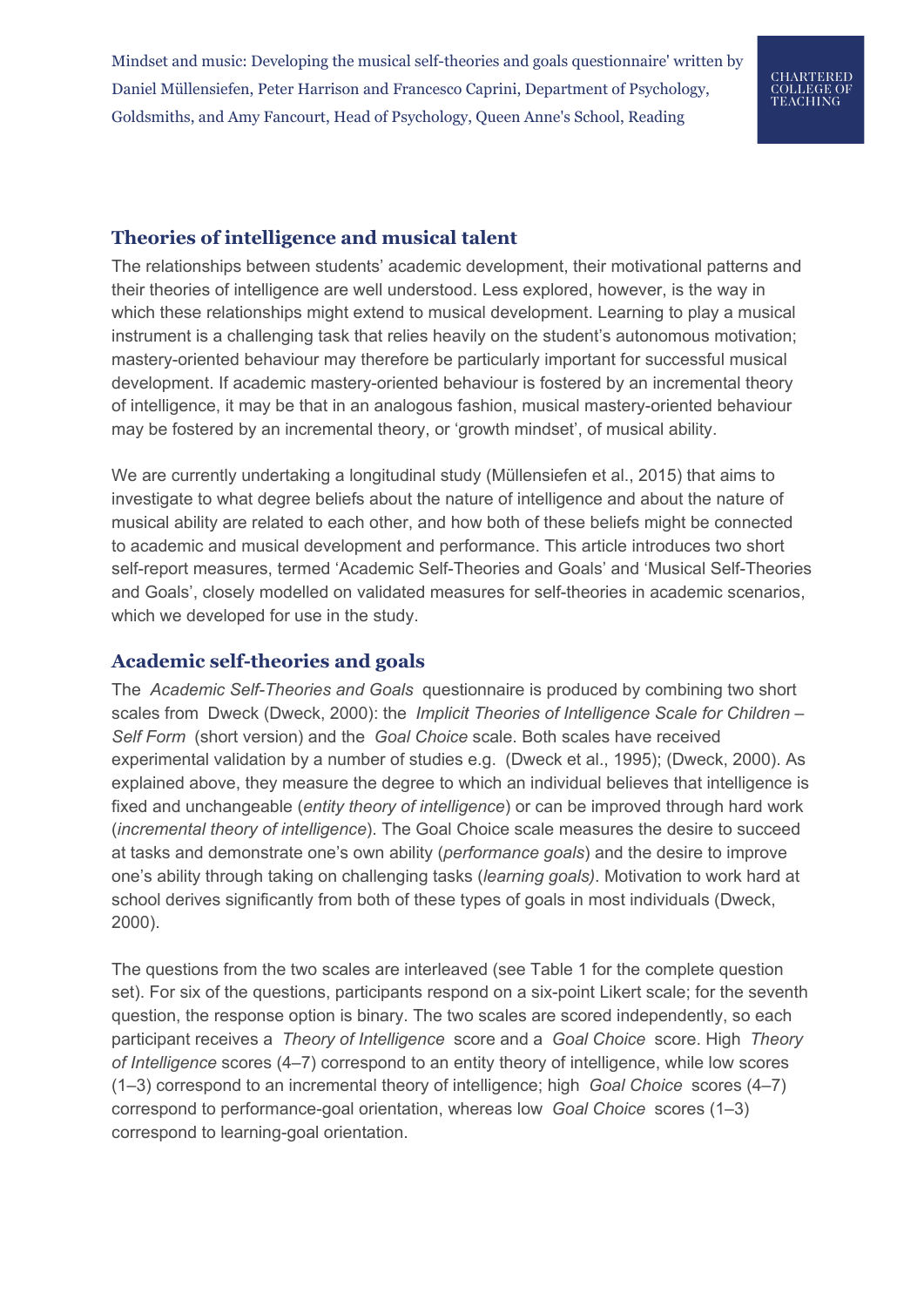## Theories of intelligence and musical talent

The relationships between students' academic development, their motivational patterns and their theories of intelligence are well understood. Less explored, however, is the way in which these relationships might extend to musical development. Learning to play a musical instrument is a challenging task that relies heavily on the student's autonomous motivation; mastery-oriented behaviour may therefore be particularly important for successful musical development. If academic mastery-oriented behaviour is fostered by an incremental theory of intelligence, it may be that in an analogous fashion, musical mastery-oriented behaviour may be fostered by an incremental theory, or 'growth mindset', of musical ability.

We are currently undertaking a longitudinal study (Müllensiefen et al., 2015) that aims to investigate to what degree beliefs about the nature of intelligence and about the nature of musical ability are related to each other, and how both of these beliefs might be connected to academic and musical development and performance. This article introduces two short self-report measures, termed 'Academic Self-Theories and Goals' and 'Musical Self-Theories and Goals', closely modelled on validated measures for self-theories in academic scenarios, which we developed for use in the study.

## Academic self-theories and goals

The *Academic Self-Theories and Goals* questionnaire is produced by combining two short scales from Dweck (Dweck, 2000): the *Implicit Theories of Intelligence Scale for Children – Self Form* (short version) and the *Goal Choice* scale. Both scales have received experimental validation by a number of studies e.g. (Dweck et al., 1995); (Dweck, 2000). As explained above, they measure the degree to which an individual believes that intelligence is fixed and unchangeable (*entity theory of intelligence*) or can be improved through hard work (*incremental theory of intelligence*). The Goal Choice scale measures the desire to succeed at tasks and demonstrate one's own ability (*performance goals*) and the desire to improve one's ability through taking on challenging tasks (*learning goals)*. Motivation to work hard at school derives significantly from both of these types of goals in most individuals (Dweck, 2000).

The questions from the two scales are interleaved (see Table 1 for the complete question set). For six of the questions, participants respond on a six-point Likert scale; for the seventh question, the response option is binary. The two scales are scored independently, so each participant receives a *Theory of Intelligence* score and a *Goal Choice* score. High *Theory of Intelligence* scores (4–7) correspond to an entity theory of intelligence, while low scores (1–3) correspond to an incremental theory of intelligence; high *Goal Choice* scores (4–7) correspond to performance-goal orientation, whereas low *Goal Choice* scores (1–3) correspond to learning-goal orientation.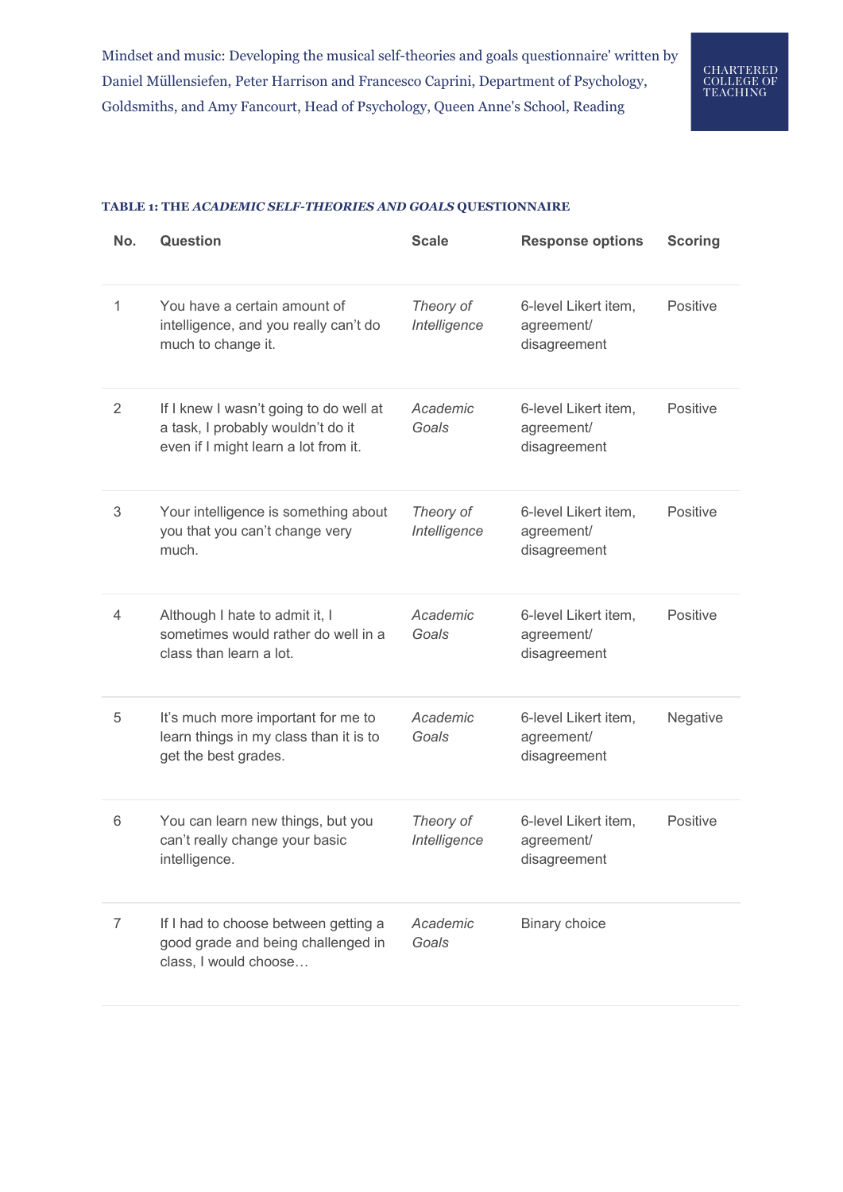**TABLE 1: THE *ACADEMIC SELF-THEORIES AND GOALS* QUESTIONNAIRE**

| No. | Question | Scale | Response options | Scoring |
|---|---|---|---|---|
| 1 | You have a certain amount of intelligence, and you really can't do much to change it. | *Theory of Intelligence* | 6-level Likert item, agreement/ disagreement | Positive |
| 2 | If I knew I wasn't going to do well at a task, I probably wouldn't do it even if I might learn a lot from it. | *Academic Goals* | 6-level Likert item, agreement/ disagreement | Positive |
| 3 | Your intelligence is something about you that you can't change very much. | *Theory of Intelligence* | 6-level Likert item, agreement/ disagreement | Positive |
| 4 | Although I hate to admit it, I sometimes would rather do well in a class than learn a lot. | *Academic Goals* | 6-level Likert item, agreement/ disagreement | Positive |
| 5 | It's much more important for me to learn things in my class than it is to get the best grades. | *Academic Goals* | 6-level Likert item, agreement/ disagreement | Negative |
| 6 | You can learn new things, but you can't really change your basic intelligence. | *Theory of Intelligence* | 6-level Likert item, agreement/ disagreement | Positive |
| 7 | If I had to choose between getting a good grade and being challenged in class, I would choose… | *Academic Goals* | Binary choice | |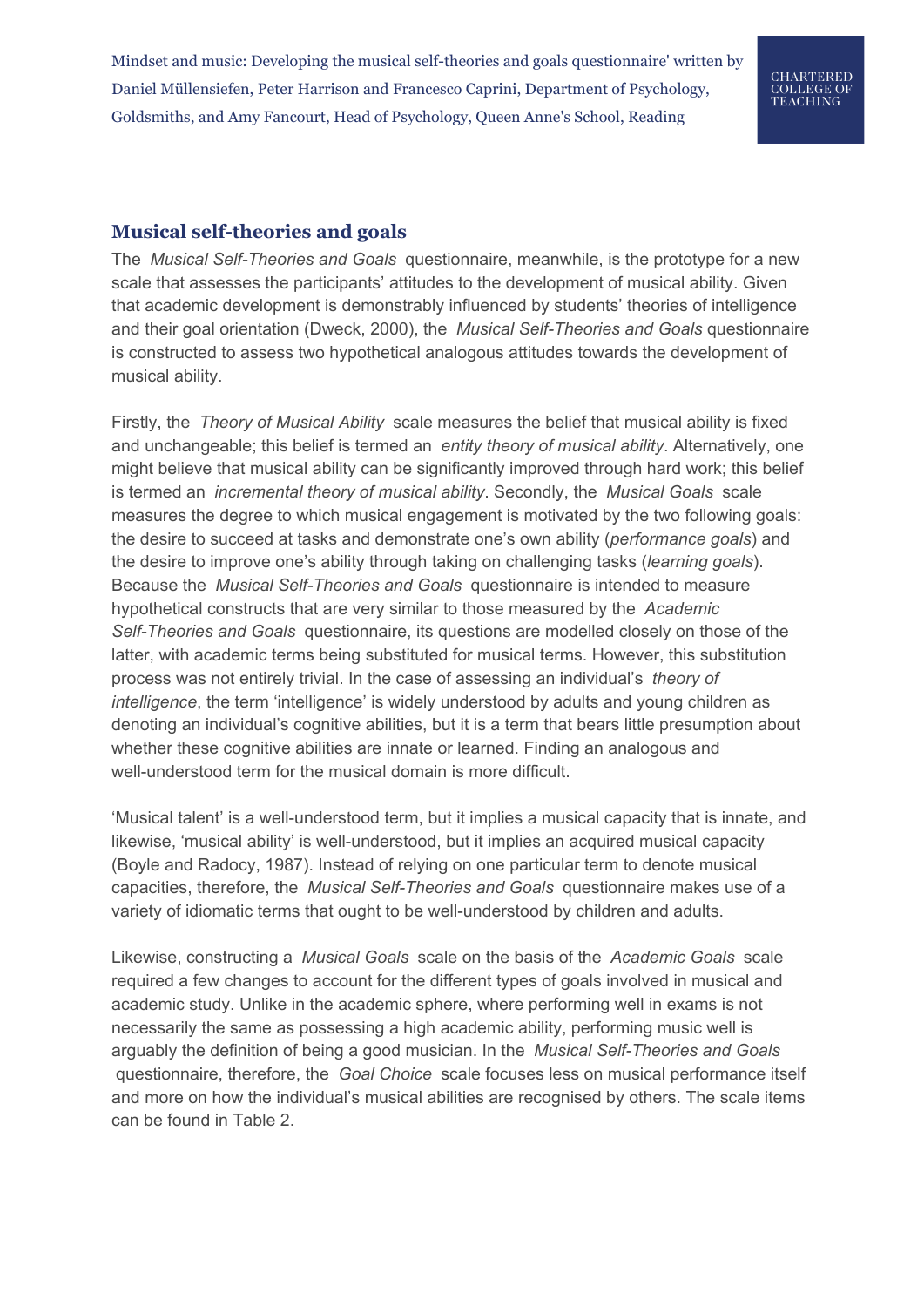## Musical self-theories and goals

The *Musical Self-Theories and Goals* questionnaire, meanwhile, is the prototype for a new scale that assesses the participants' attitudes to the development of musical ability. Given that academic development is demonstrably influenced by students' theories of intelligence and their goal orientation (Dweck, 2000), the *Musical Self-Theories and Goals* questionnaire is constructed to assess two hypothetical analogous attitudes towards the development of musical ability.

Firstly, the *Theory of Musical Ability* scale measures the belief that musical ability is fixed and unchangeable; this belief is termed an *entity theory of musical ability*. Alternatively, one might believe that musical ability can be significantly improved through hard work; this belief is termed an *incremental theory of musical ability*. Secondly, the *Musical Goals* scale measures the degree to which musical engagement is motivated by the two following goals: the desire to succeed at tasks and demonstrate one's own ability (*performance goals*) and the desire to improve one's ability through taking on challenging tasks (*learning goals*). Because the *Musical Self-Theories and Goals* questionnaire is intended to measure hypothetical constructs that are very similar to those measured by the *Academic Self-Theories and Goals* questionnaire, its questions are modelled closely on those of the latter, with academic terms being substituted for musical terms. However, this substitution process was not entirely trivial. In the case of assessing an individual's *theory of intelligence*, the term 'intelligence' is widely understood by adults and young children as denoting an individual's cognitive abilities, but it is a term that bears little presumption about whether these cognitive abilities are innate or learned. Finding an analogous and well-understood term for the musical domain is more difficult.

'Musical talent' is a well-understood term, but it implies a musical capacity that is innate, and likewise, 'musical ability' is well-understood, but it implies an acquired musical capacity (Boyle and Radocy, 1987). Instead of relying on one particular term to denote musical capacities, therefore, the *Musical Self-Theories and Goals* questionnaire makes use of a variety of idiomatic terms that ought to be well-understood by children and adults.

Likewise, constructing a *Musical Goals* scale on the basis of the *Academic Goals* scale required a few changes to account for the different types of goals involved in musical and academic study. Unlike in the academic sphere, where performing well in exams is not necessarily the same as possessing a high academic ability, performing music well is arguably the definition of being a good musician. In the *Musical Self-Theories and Goals* questionnaire, therefore, the *Goal Choice* scale focuses less on musical performance itself and more on how the individual's musical abilities are recognised by others. The scale items can be found in Table 2.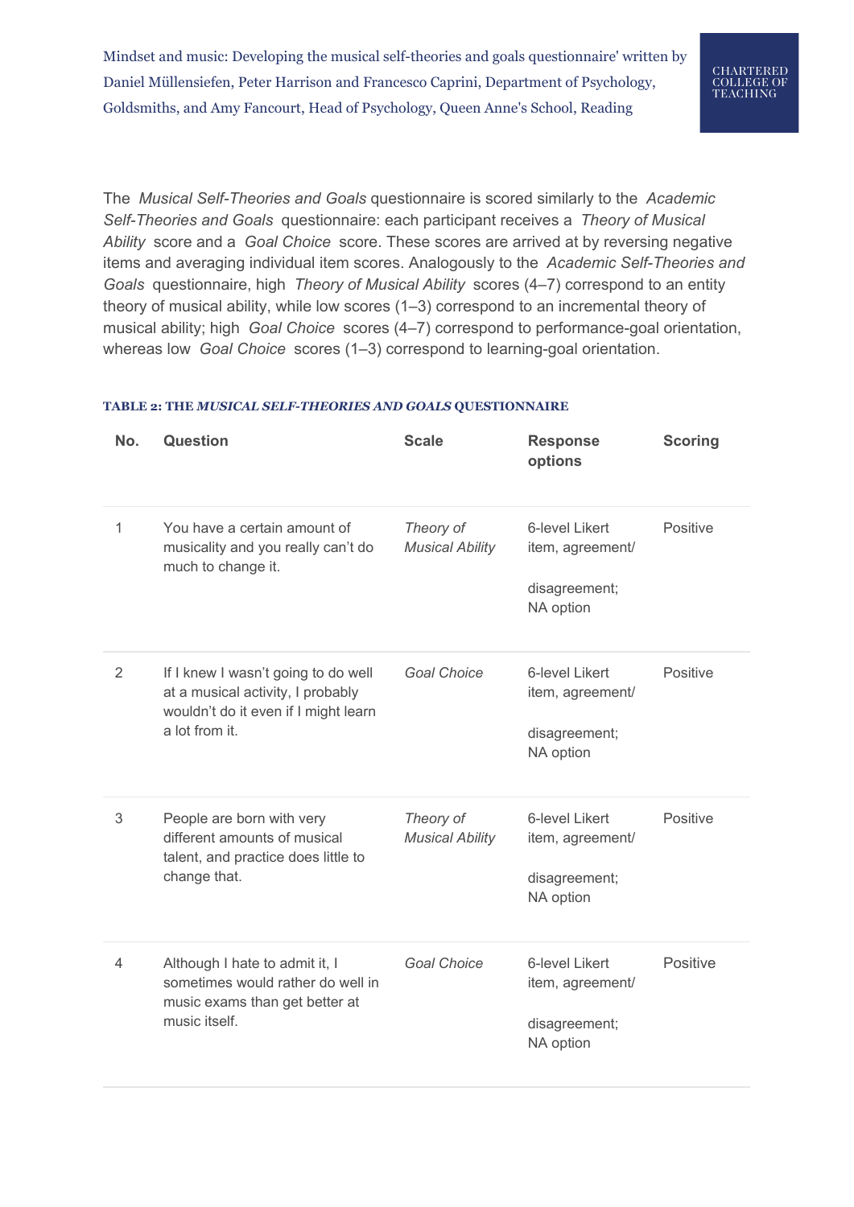The *Musical Self-Theories and Goals* questionnaire is scored similarly to the *Academic Self-Theories and Goals* questionnaire: each participant receives a *Theory of Musical Ability* score and a *Goal Choice* score. These scores are arrived at by reversing negative items and averaging individual item scores. Analogously to the *Academic Self-Theories and Goals* questionnaire, high *Theory of Musical Ability* scores (4–7) correspond to an entity theory of musical ability, while low scores (1–3) correspond to an incremental theory of musical ability; high *Goal Choice* scores (4–7) correspond to performance-goal orientation, whereas low *Goal Choice* scores (1–3) correspond to learning-goal orientation.

**TABLE 2: THE *MUSICAL SELF-THEORIES AND GOALS* QUESTIONNAIRE**

| No. | Question | Scale | Response options | Scoring |
|---|---|---|---|---|
| 1 | You have a certain amount of musicality and you really can't do much to change it. | *Theory of Musical Ability* | 6-level Likert item, agreement/ disagreement; NA option | Positive |
| 2 | If I knew I wasn't going to do well at a musical activity, I probably wouldn't do it even if I might learn a lot from it. | *Goal Choice* | 6-level Likert item, agreement/ disagreement; NA option | Positive |
| 3 | People are born with very different amounts of musical talent, and practice does little to change that. | *Theory of Musical Ability* | 6-level Likert item, agreement/ disagreement; NA option | Positive |
| 4 | Although I hate to admit it, I sometimes would rather do well in music exams than get better at music itself. | *Goal Choice* | 6-level Likert item, agreement/ disagreement; NA option | Positive |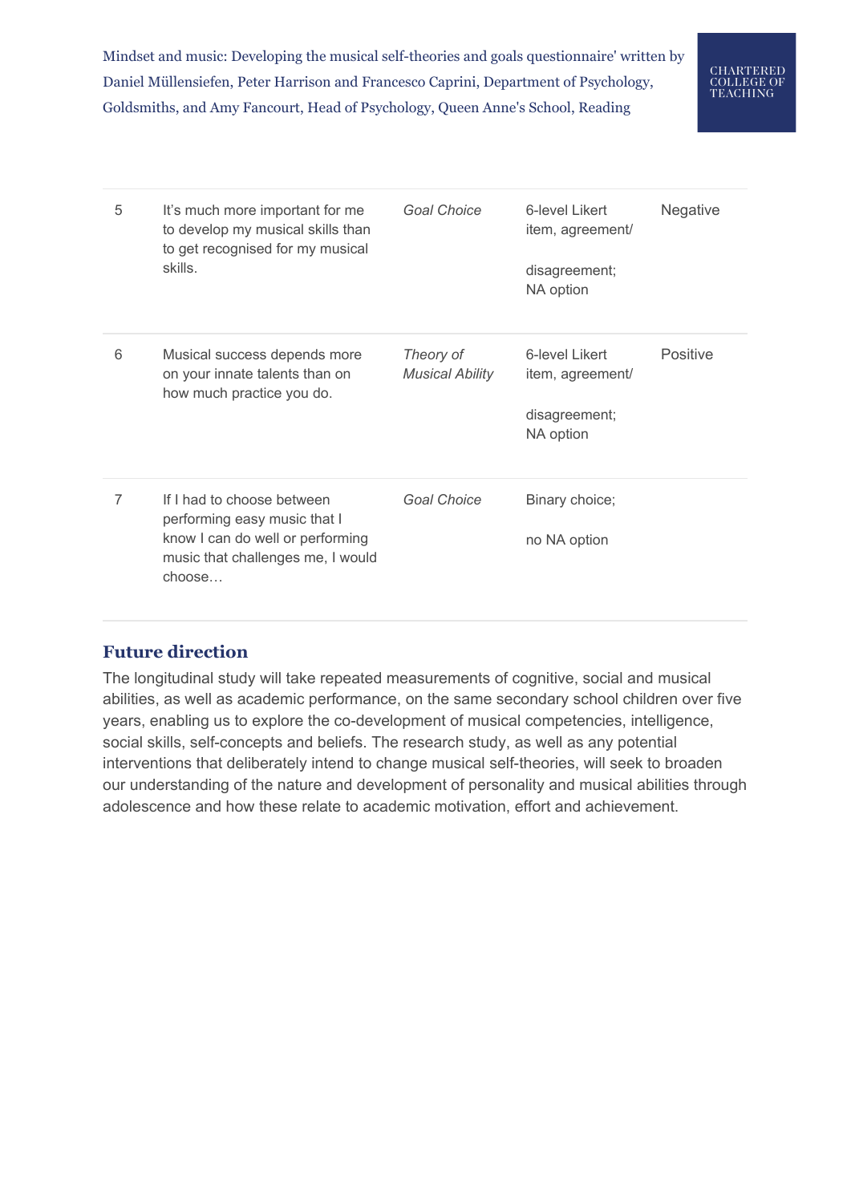| 5 | It's much more important for me to develop my musical skills than to get recognised for my musical skills. | *Goal Choice* | 6-level Likert item, agreement/ disagreement; NA option | Negative |
|---|---|---|---|---|
| 6 | Musical success depends more on your innate talents than on how much practice you do. | *Theory of Musical Ability* | 6-level Likert item, agreement/ disagreement; NA option | Positive |
| 7 | If I had to choose between performing easy music that I know I can do well or performing music that challenges me, I would choose… | *Goal Choice* | Binary choice; no NA option | |

## Future direction

The longitudinal study will take repeated measurements of cognitive, social and musical abilities, as well as academic performance, on the same secondary school children over five years, enabling us to explore the co-development of musical competencies, intelligence, social skills, self-concepts and beliefs. The research study, as well as any potential interventions that deliberately intend to change musical self-theories, will seek to broaden our understanding of the nature and development of personality and musical abilities through adolescence and how these relate to academic motivation, effort and achievement.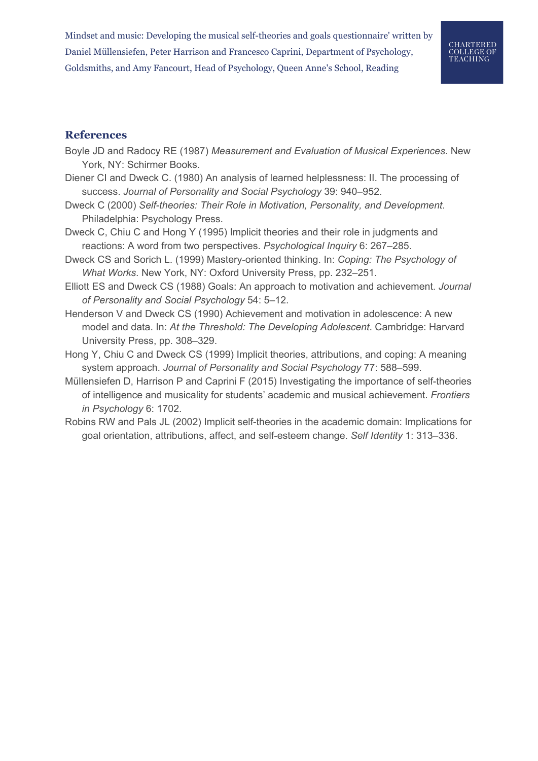## References

Boyle JD and Radocy RE (1987) *Measurement and Evaluation of Musical Experiences*. New York, NY: Schirmer Books.

Diener CI and Dweck C. (1980) An analysis of learned helplessness: II. The processing of success. *Journal of Personality and Social Psychology* 39: 940–952.

Dweck C (2000) *Self-theories: Their Role in Motivation, Personality, and Development*. Philadelphia: Psychology Press.

Dweck C, Chiu C and Hong Y (1995) Implicit theories and their role in judgments and reactions: A word from two perspectives. *Psychological Inquiry* 6: 267–285.

Dweck CS and Sorich L. (1999) Mastery-oriented thinking. In: *Coping: The Psychology of What Works*. New York, NY: Oxford University Press, pp. 232–251.

Elliott ES and Dweck CS (1988) Goals: An approach to motivation and achievement. *Journal of Personality and Social Psychology* 54: 5–12.

Henderson V and Dweck CS (1990) Achievement and motivation in adolescence: A new model and data. In: *At the Threshold: The Developing Adolescent*. Cambridge: Harvard University Press, pp. 308–329.

Hong Y, Chiu C and Dweck CS (1999) Implicit theories, attributions, and coping: A meaning system approach. *Journal of Personality and Social Psychology* 77: 588–599.

Müllensiefen D, Harrison P and Caprini F (2015) Investigating the importance of self-theories of intelligence and musicality for students' academic and musical achievement. *Frontiers in Psychology* 6: 1702.

Robins RW and Pals JL (2002) Implicit self-theories in the academic domain: Implications for goal orientation, attributions, affect, and self-esteem change. *Self Identity* 1: 313–336.